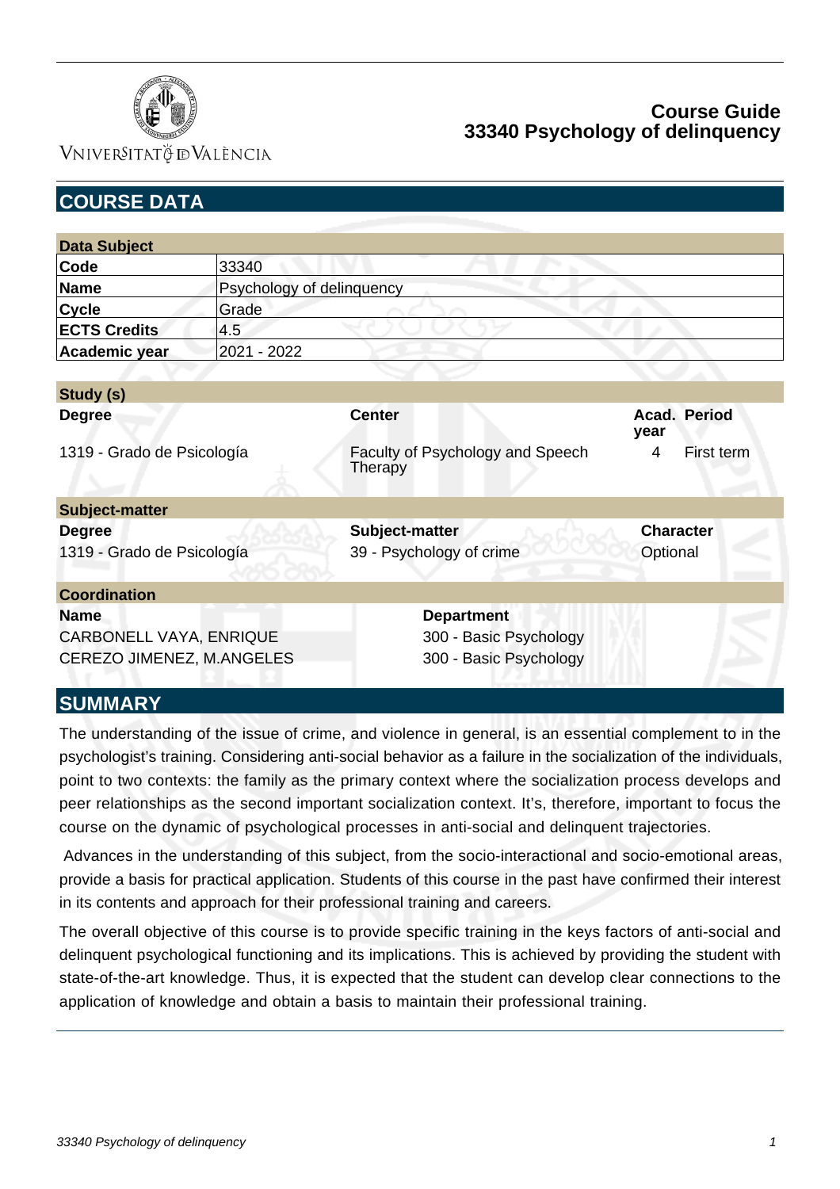# Course Guide
# 33340 Psychology of delinquency

## COURSE DATA

| Data Subject | |
|---|---|
| **Code** | 33340 |
| **Name** | Psychology of delinquency |
| **Cycle** | Grade |
| **ECTS Credits** | 4.5 |
| **Academic year** | 2021 - 2022 |

**Study (s)**

| Degree | Center | Acad. year | Period |
|---|---|---|---|
| 1319 - Grado de Psicología | Faculty of Psychology and Speech Therapy | 4 | First term |

**Subject-matter**

| Degree | Subject-matter | Character |
|---|---|---|
| 1319 - Grado de Psicología | 39 - Psychology of crime | Optional |

**Coordination**

| Name | Department |
|---|---|
| CARBONELL VAYA, ENRIQUE | 300 - Basic Psychology |
| CEREZO JIMENEZ, M.ANGELES | 300 - Basic Psychology |

## SUMMARY

The understanding of the issue of crime, and violence in general, is an essential complement to in the psychologist's training. Considering anti-social behavior as a failure in the socialization of the individuals, point to two contexts: the family as the primary context where the socialization process develops and peer relationships as the second important socialization context. It's, therefore, important to focus the course on the dynamic of psychological processes in anti-social and delinquent trajectories.

Advances in the understanding of this subject, from the socio-interactional and socio-emotional areas, provide a basis for practical application. Students of this course in the past have confirmed their interest in its contents and approach for their professional training and careers.

The overall objective of this course is to provide specific training in the keys factors of anti-social and delinquent psychological functioning and its implications. This is achieved by providing the student with state-of-the-art knowledge. Thus, it is expected that the student can develop clear connections to the application of knowledge and obtain a basis to maintain their professional training.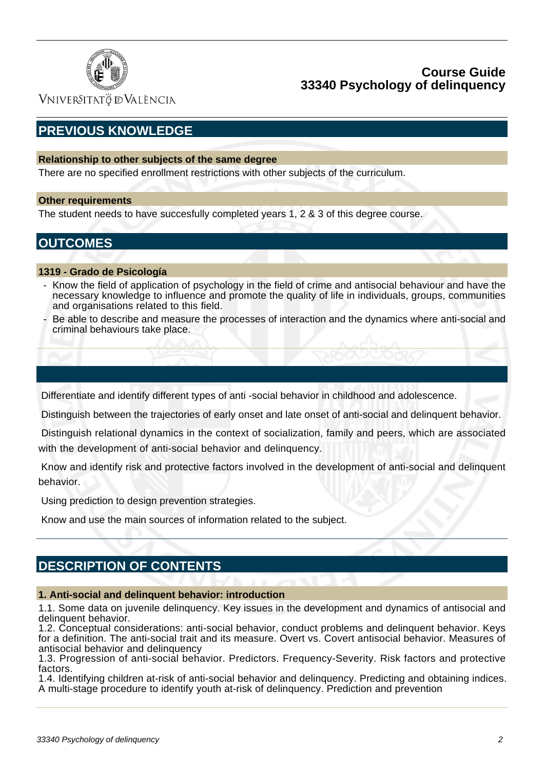## PREVIOUS KNOWLEDGE

### Relationship to other subjects of the same degree

There are no specified enrollment restrictions with other subjects of the curriculum.

### Other requirements

The student needs to have succesfully completed years 1, 2 & 3 of this degree course.

## OUTCOMES

### 1319 - Grado de Psicología

- Know the field of application of psychology in the field of crime and antisocial behaviour and have the necessary knowledge to influence and promote the quality of life in individuals, groups, communities and organisations related to this field.
- Be able to describe and measure the processes of interaction and the dynamics where anti-social and criminal behaviours take place.

Differentiate and identify different types of anti -social behavior in childhood and adolescence.

Distinguish between the trajectories of early onset and late onset of anti-social and delinquent behavior.

Distinguish relational dynamics in the context of socialization, family and peers, which are associated with the development of anti-social behavior and delinquency.

Know and identify risk and protective factors involved in the development of anti-social and delinquent behavior.

Using prediction to design prevention strategies.

Know and use the main sources of information related to the subject.

## DESCRIPTION OF CONTENTS

### 1. Anti-social and delinquent behavior: introduction

1.1. Some data on juvenile delinquency. Key issues in the development and dynamics of antisocial and delinquent behavior.
1.2. Conceptual considerations: anti-social behavior, conduct problems and delinquent behavior. Keys for a definition. The anti-social trait and its measure. Overt vs. Covert antisocial behavior. Measures of antisocial behavior and delinquency
1.3. Progression of anti-social behavior. Predictors. Frequency-Severity. Risk factors and protective factors.
1.4. Identifying children at-risk of anti-social behavior and delinquency. Predicting and obtaining indices. A multi-stage procedure to identify youth at-risk of delinquency. Prediction and prevention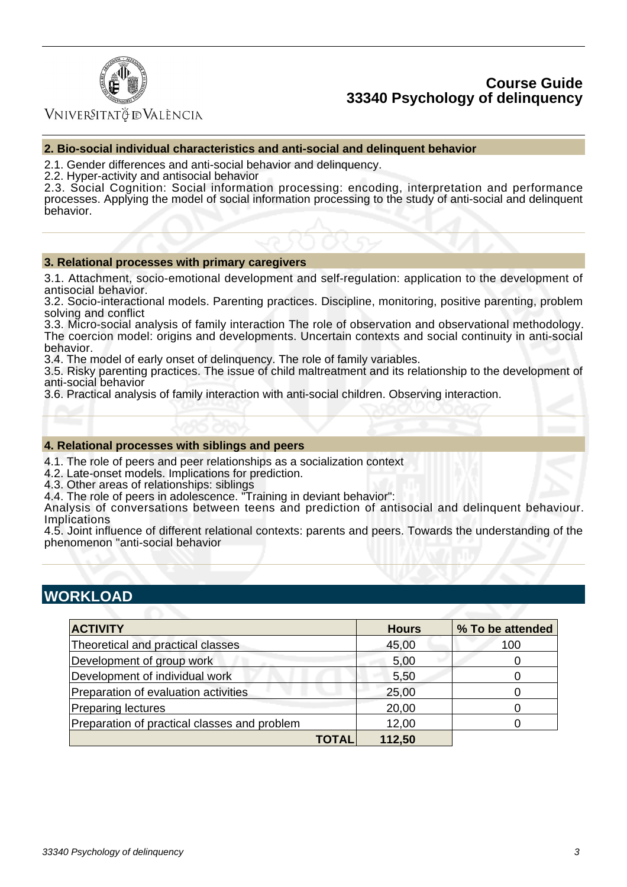### 2. Bio-social individual characteristics and anti-social and delinquent behavior

2.1. Gender differences and anti-social behavior and delinquency.
2.2. Hyper-activity and antisocial behavior
2.3. Social Cognition: Social information processing: encoding, interpretation and performance processes. Applying the model of social information processing to the study of anti-social and delinquent behavior.

### 3. Relational processes with primary caregivers

3.1. Attachment, socio-emotional development and self-regulation: application to the development of antisocial behavior.
3.2. Socio-interactional models. Parenting practices. Discipline, monitoring, positive parenting, problem solving and conflict
3.3. Micro-social analysis of family interaction The role of observation and observational methodology. The coercion model: origins and developments. Uncertain contexts and social continuity in anti-social behavior.
3.4. The model of early onset of delinquency. The role of family variables.
3.5. Risky parenting practices. The issue of child maltreatment and its relationship to the development of anti-social behavior
3.6. Practical analysis of family interaction with anti-social children. Observing interaction.

### 4. Relational processes with siblings and peers

4.1. The role of peers and peer relationships as a socialization context
4.2. Late-onset models. Implications for prediction.
4.3. Other areas of relationships: siblings
4.4. The role of peers in adolescence. "Training in deviant behavior":
Analysis of conversations between teens and prediction of antisocial and delinquent behaviour. Implications
4.5. Joint influence of different relational contexts: parents and peers. Towards the understanding of the phenomenon "anti-social behavior

## WORKLOAD

| ACTIVITY | Hours | % To be attended |
|---|---|---|
| Theoretical and practical classes | 45,00 | 100 |
| Development of group work | 5,00 | 0 |
| Development of individual work | 5,50 | 0 |
| Preparation of evaluation activities | 25,00 | 0 |
| Preparing lectures | 20,00 | 0 |
| Preparation of practical classes and problem | 12,00 | 0 |
| **TOTAL** | **112,50** | |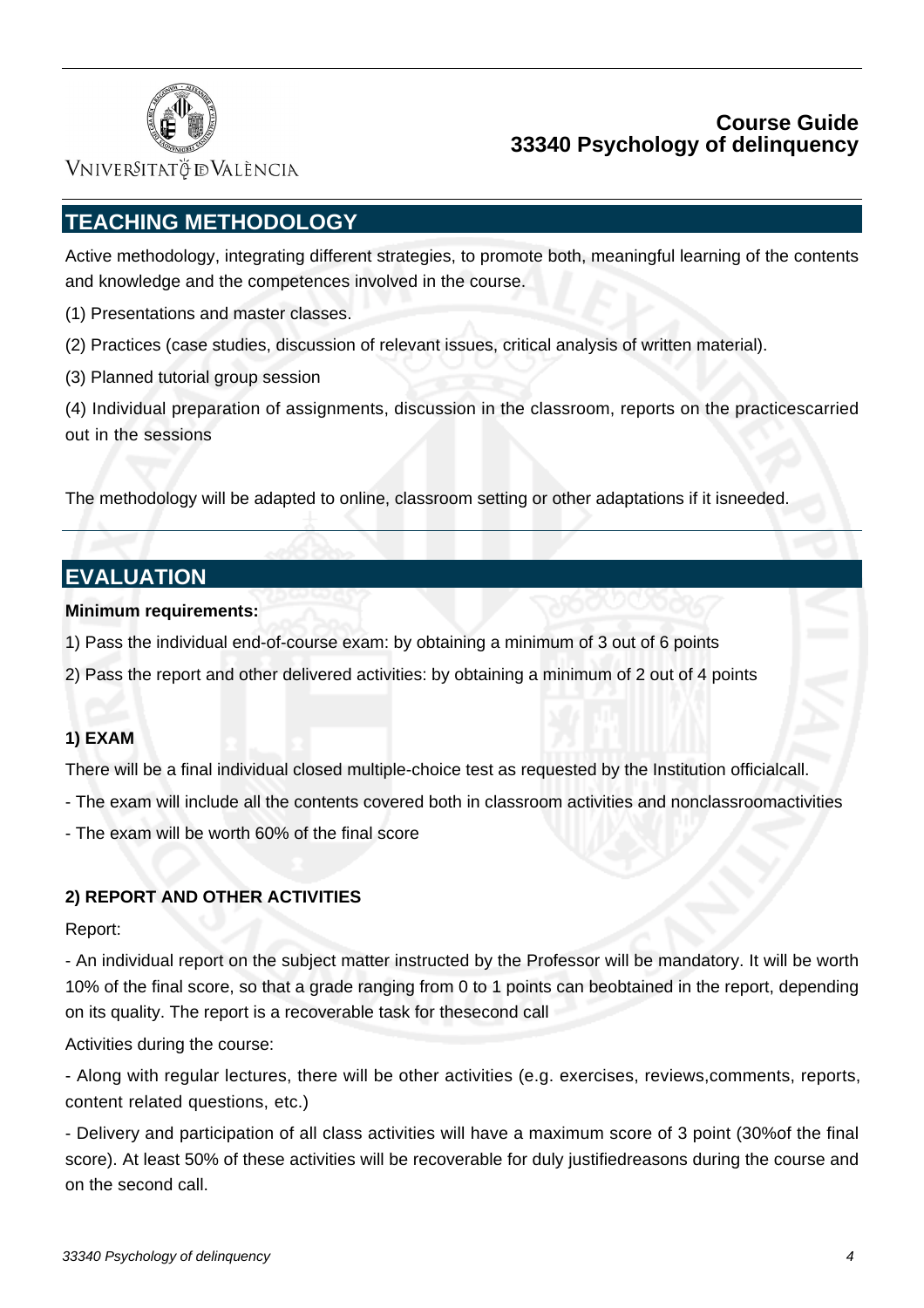## TEACHING METHODOLOGY

Active methodology, integrating different strategies, to promote both, meaningful learning of the contents and knowledge and the competences involved in the course.

(1) Presentations and master classes.

(2) Practices (case studies, discussion of relevant issues, critical analysis of written material).

(3) Planned tutorial group session

(4) Individual preparation of assignments, discussion in the classroom, reports on the practicescarried out in the sessions

The methodology will be adapted to online, classroom setting or other adaptations if it isneeded.

## EVALUATION

**Minimum requirements:**

1) Pass the individual end-of-course exam: by obtaining a minimum of 3 out of 6 points

2) Pass the report and other delivered activities: by obtaining a minimum of 2 out of 4 points

**1) EXAM**

There will be a final individual closed multiple-choice test as requested by the Institution officialcall.

- The exam will include all the contents covered both in classroom activities and nonclassroomactivities
- The exam will be worth 60% of the final score

**2) REPORT AND OTHER ACTIVITIES**

Report:

- An individual report on the subject matter instructed by the Professor will be mandatory. It will be worth 10% of the final score, so that a grade ranging from 0 to 1 points can beobtained in the report, depending on its quality. The report is a recoverable task for thesecond call

Activities during the course:

- Along with regular lectures, there will be other activities (e.g. exercises, reviews,comments, reports, content related questions, etc.)
- Delivery and participation of all class activities will have a maximum score of 3 point (30%of the final score). At least 50% of these activities will be recoverable for duly justifiedreasons during the course and on the second call.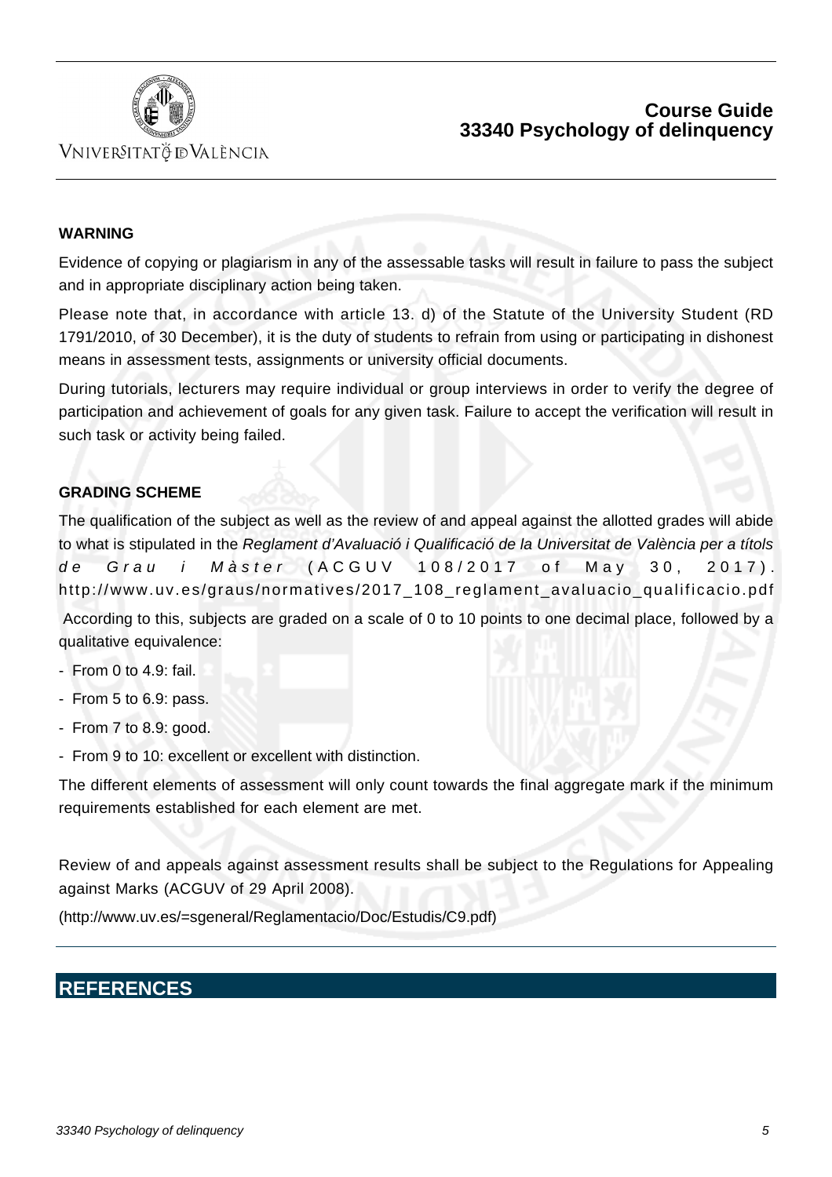**WARNING**

Evidence of copying or plagiarism in any of the assessable tasks will result in failure to pass the subject and in appropriate disciplinary action being taken.

Please note that, in accordance with article 13. d) of the Statute of the University Student (RD 1791/2010, of 30 December), it is the duty of students to refrain from using or participating in dishonest means in assessment tests, assignments or university official documents.

During tutorials, lecturers may require individual or group interviews in order to verify the degree of participation and achievement of goals for any given task. Failure to accept the verification will result in such task or activity being failed.

**GRADING SCHEME**

The qualification of the subject as well as the review of and appeal against the allotted grades will abide to what is stipulated in the *Reglament d'Avaluació i Qualificació de la Universitat de València per a títols de Grau i Màster* (ACGUV 108/2017 of May 30, 2017). http://www.uv.es/graus/normatives/2017_108_reglament_avaluacio_qualificacio.pdf

According to this, subjects are graded on a scale of 0 to 10 points to one decimal place, followed by a qualitative equivalence:

- From 0 to 4.9: fail.
- From 5 to 6.9: pass.
- From 7 to 8.9: good.
- From 9 to 10: excellent or excellent with distinction.

The different elements of assessment will only count towards the final aggregate mark if the minimum requirements established for each element are met.

Review of and appeals against assessment results shall be subject to the Regulations for Appealing against Marks (ACGUV of 29 April 2008).

(http://www.uv.es/=sgeneral/Reglamentacio/Doc/Estudis/C9.pdf)

## REFERENCES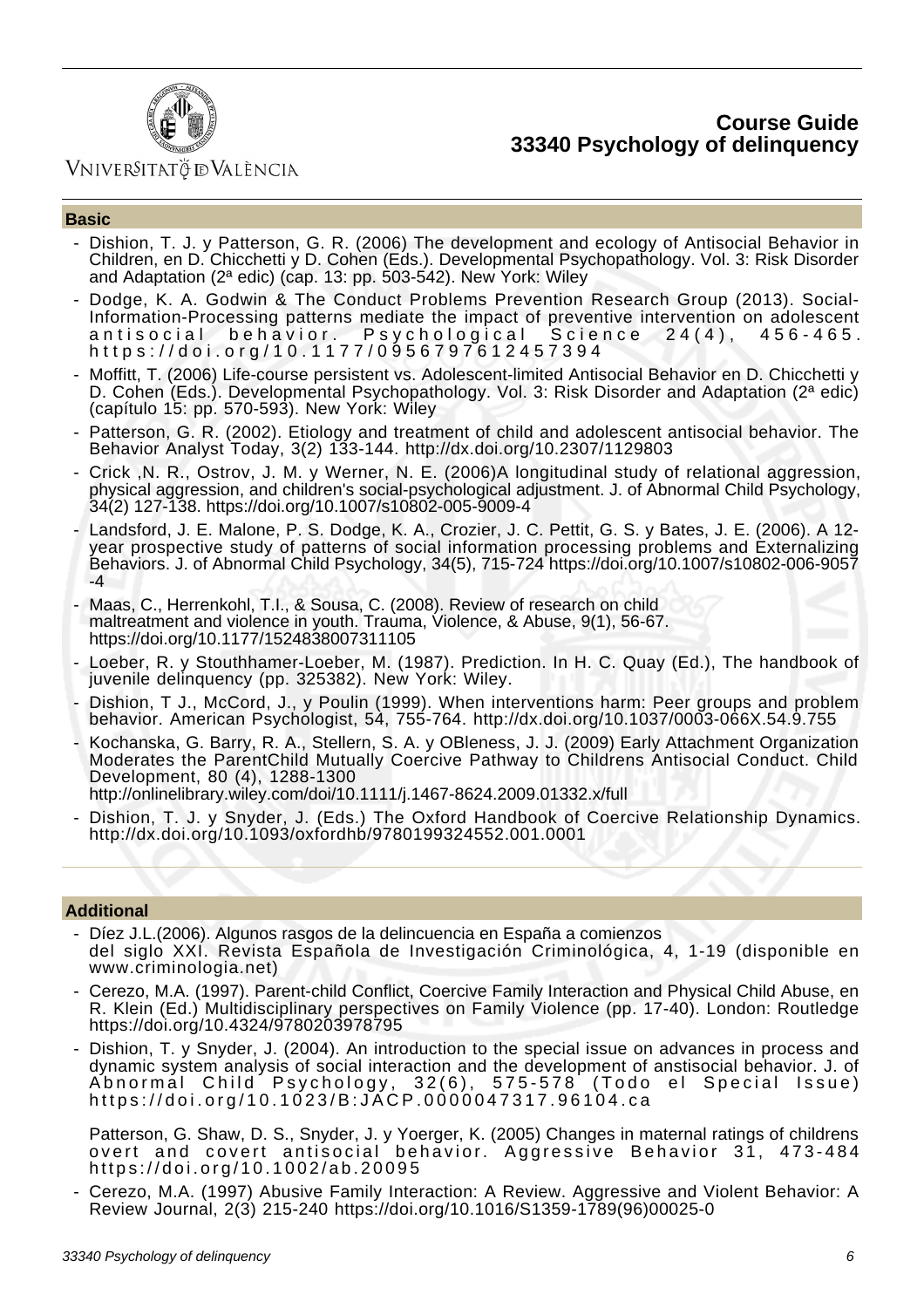#### Basic

- Dishion, T. J. y Patterson, G. R. (2006) The development and ecology of Antisocial Behavior in Children, en D. Chicchetti y D. Cohen (Eds.). Developmental Psychopathology. Vol. 3: Risk Disorder and Adaptation (2ª edic) (cap. 13: pp. 503-542). New York: Wiley
- Dodge, K. A. Godwin & The Conduct Problems Prevention Research Group (2013). Social-Information-Processing patterns mediate the impact of preventive intervention on adolescent antisocial behavior. Psychological Science 24(4), 456-465. https://doi.org/10.1177/0956797612457394
- Moffitt, T. (2006) Life-course persistent vs. Adolescent-limited Antisocial Behavior en D. Chicchetti y D. Cohen (Eds.). Developmental Psychopathology. Vol. 3: Risk Disorder and Adaptation (2ª edic) (capítulo 15: pp. 570-593). New York: Wiley
- Patterson, G. R. (2002). Etiology and treatment of child and adolescent antisocial behavior. The Behavior Analyst Today, 3(2) 133-144. http://dx.doi.org/10.2307/1129803
- Crick ,N. R., Ostrov, J. M. y Werner, N. E. (2006)A longitudinal study of relational aggression, physical aggression, and children's social-psychological adjustment. J. of Abnormal Child Psychology, 34(2) 127-138. https://doi.org/10.1007/s10802-005-9009-4
- Landsford, J. E. Malone, P. S. Dodge, K. A., Crozier, J. C. Pettit, G. S. y Bates, J. E. (2006). A 12-year prospective study of patterns of social information processing problems and Externalizing Behaviors. J. of Abnormal Child Psychology, 34(5), 715-724 https://doi.org/10.1007/s10802-006-9057-4
- Maas, C., Herrenkohl, T.I., & Sousa, C. (2008). Review of research on child maltreatment and violence in youth. Trauma, Violence, & Abuse, 9(1), 56-67. https://doi.org/10.1177/1524838007311105
- Loeber, R. y Stouthhamer-Loeber, M. (1987). Prediction. In H. C. Quay (Ed.), The handbook of juvenile delinquency (pp. 325382). New York: Wiley.
- Dishion, T J., McCord, J., y Poulin (1999). When interventions harm: Peer groups and problem behavior. American Psychologist, 54, 755-764. http://dx.doi.org/10.1037/0003-066X.54.9.755
- Kochanska, G. Barry, R. A., Stellern, S. A. y OBleness, J. J. (2009) Early Attachment Organization Moderates the ParentChild Mutually Coercive Pathway to Childrens Antisocial Conduct. Child Development, 80 (4), 1288-1300 http://onlinelibrary.wiley.com/doi/10.1111/j.1467-8624.2009.01332.x/full
- Dishion, T. J. y Snyder, J. (Eds.) The Oxford Handbook of Coercive Relationship Dynamics. http://dx.doi.org/10.1093/oxfordhb/9780199324552.001.0001

#### Additional

- Díez J.L.(2006). Algunos rasgos de la delincuencia en España a comienzos del siglo XXI. Revista Española de Investigación Criminológica, 4, 1-19 (disponible en www.criminologia.net)
- Cerezo, M.A. (1997). Parent-child Conflict, Coercive Family Interaction and Physical Child Abuse, en R. Klein (Ed.) Multidisciplinary perspectives on Family Violence (pp. 17-40). London: Routledge https://doi.org/10.4324/9780203978795
- Dishion, T. y Snyder, J. (2004). An introduction to the special issue on advances in process and dynamic system analysis of social interaction and the development of anstisocial behavior. J. of Abnormal Child Psychology, 32(6), 575-578 (Todo el Special Issue) https://doi.org/10.1023/B:JACP.0000047317.96104.ca

  Patterson, G. Shaw, D. S., Snyder, J. y Yoerger, K. (2005) Changes in maternal ratings of childrens overt and covert antisocial behavior. Aggressive Behavior 31, 473-484 https://doi.org/10.1002/ab.20095
- Cerezo, M.A. (1997) Abusive Family Interaction: A Review. Aggressive and Violent Behavior: A Review Journal, 2(3) 215-240 https://doi.org/10.1016/S1359-1789(96)00025-0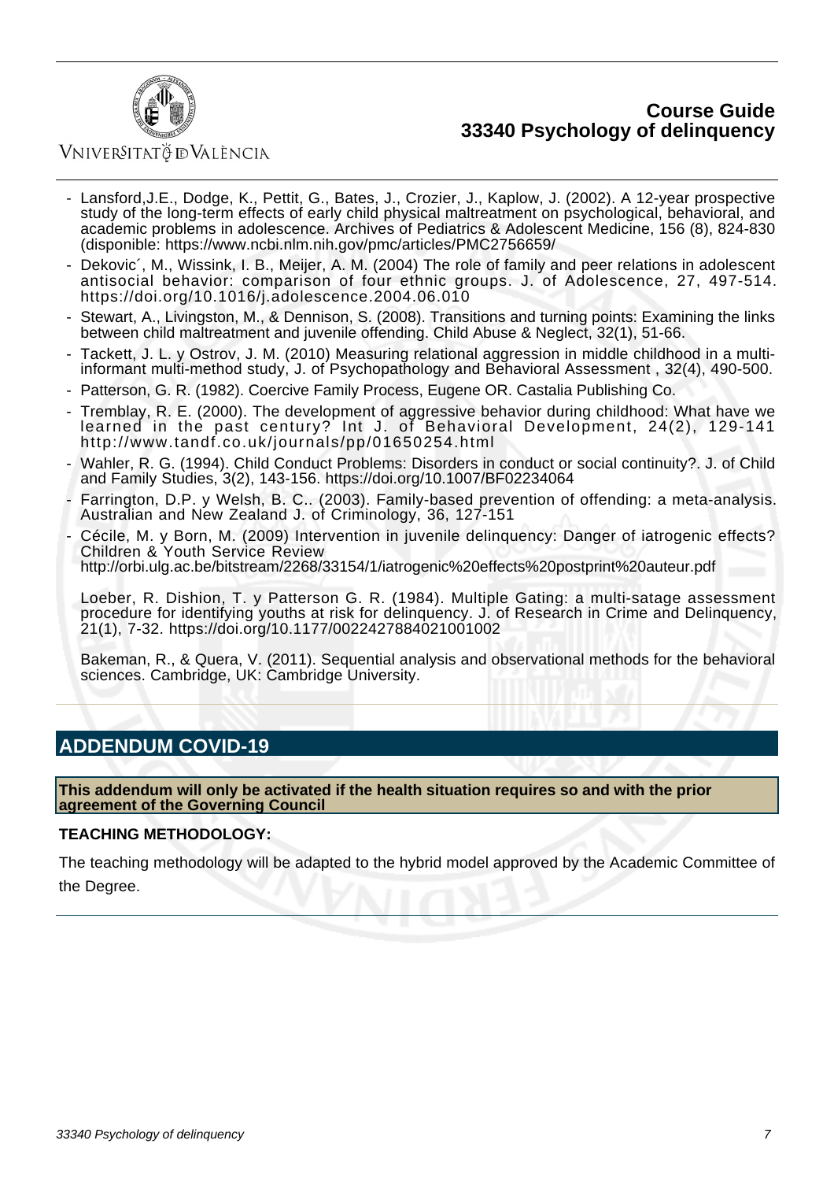- Lansford,J.E., Dodge, K., Pettit, G., Bates, J., Crozier, J., Kaplow, J. (2002). A 12-year prospective study of the long-term effects of early child physical maltreatment on psychological, behavioral, and academic problems in adolescence. Archives of Pediatrics & Adolescent Medicine, 156 (8), 824-830 (disponible: https://www.ncbi.nlm.nih.gov/pmc/articles/PMC2756659/
- Dekovic´, M., Wissink, I. B., Meijer, A. M. (2004) The role of family and peer relations in adolescent antisocial behavior: comparison of four ethnic groups. J. of Adolescence, 27, 497-514. https://doi.org/10.1016/j.adolescence.2004.06.010
- Stewart, A., Livingston, M., & Dennison, S. (2008). Transitions and turning points: Examining the links between child maltreatment and juvenile offending. Child Abuse & Neglect, 32(1), 51-66.
- Tackett, J. L. y Ostrov, J. M. (2010) Measuring relational aggression in middle childhood in a multi-informant multi-method study, J. of Psychopathology and Behavioral Assessment , 32(4), 490-500.
- Patterson, G. R. (1982). Coercive Family Process, Eugene OR. Castalia Publishing Co.
- Tremblay, R. E. (2000). The development of aggressive behavior during childhood: What have we learned in the past century? Int J. of Behavioral Development, 24(2), 129-141 http://www.tandf.co.uk/journals/pp/01650254.html
- Wahler, R. G. (1994). Child Conduct Problems: Disorders in conduct or social continuity?. J. of Child and Family Studies, 3(2), 143-156. https://doi.org/10.1007/BF02234064
- Farrington, D.P. y Welsh, B. C.. (2003). Family-based prevention of offending: a meta-analysis. Australian and New Zealand J. of Criminology, 36, 127-151
- Cécile, M. y Born, M. (2009) Intervention in juvenile delinquency: Danger of iatrogenic effects? Children & Youth Service Review
http://orbi.ulg.ac.be/bitstream/2268/33154/1/iatrogenic%20effects%20postprint%20auteur.pdf

Loeber, R. Dishion, T. y Patterson G. R. (1984). Multiple Gating: a multi-satage assessment procedure for identifying youths at risk for delinquency. J. of Research in Crime and Delinquency, 21(1), 7-32. https://doi.org/10.1177/0022427884021001002

Bakeman, R., & Quera, V. (2011). Sequential analysis and observational methods for the behavioral sciences. Cambridge, UK: Cambridge University.

## ADDENDUM COVID-19

**This addendum will only be activated if the health situation requires so and with the prior agreement of the Governing Council**

**TEACHING METHODOLOGY:**

The teaching methodology will be adapted to the hybrid model approved by the Academic Committee of the Degree.